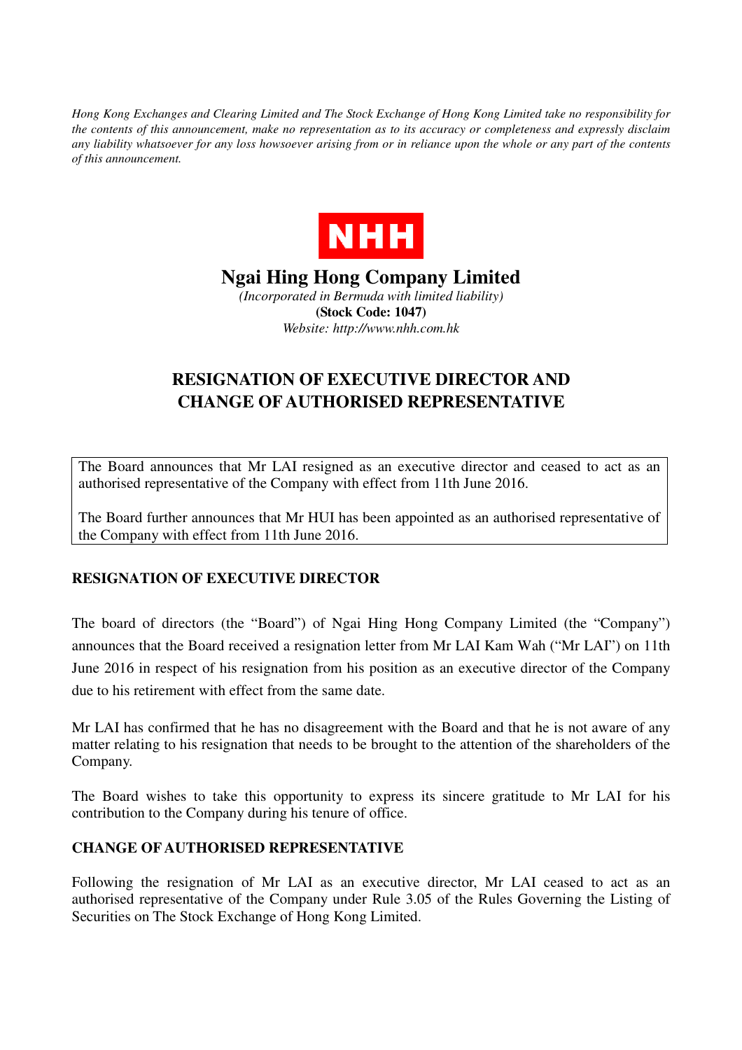*Hong Kong Exchanges and Clearing Limited and The Stock Exchange of Hong Kong Limited take no responsibility for the contents of this announcement, make no representation as to its accuracy or completeness and expressly disclaim any liability whatsoever for any loss howsoever arising from or in reliance upon the whole or any part of the contents of this announcement.*

NHH

# Ngai Hing Hong Company Limited

*(Incorporated in Bermuda with limited liability)*

**(Stock Code: 1047)**

*Website: http://www.nhh.com.hk*

## RESIGNATION OF EXECUTIVE DIRECTOR AND CHANGE OF AUTHORISED REPRESENTATIVE

The Board announces that Mr LAI resigned as an executive director and ceased to act as an authorised representative of the Company with effect from 11th June 2016.

The Board further announces that Mr HUI has been appointed as an authorised representative of the Company with effect from 11th June 2016.

### RESIGNATION OF EXECUTIVE DIRECTOR

The board of directors (the "Board") of Ngai Hing Hong Company Limited (the "Company") announces that the Board received a resignation letter from Mr LAI Kam Wah ("Mr LAI") on 11th June 2016 in respect of his resignation from his position as an executive director of the Company due to his retirement with effect from the same date.

Mr LAI has confirmed that he has no disagreement with the Board and that he is not aware of any matter relating to his resignation that needs to be brought to the attention of the shareholders of the Company.

The Board wishes to take this opportunity to express its sincere gratitude to Mr LAI for his contribution to the Company during his tenure of office.

### CHANGE OF AUTHORISED REPRESENTATIVE

Following the resignation of Mr LAI as an executive director, Mr LAI ceased to act as an authorised representative of the Company under Rule 3.05 of the Rules Governing the Listing of Securities on The Stock Exchange of Hong Kong Limited.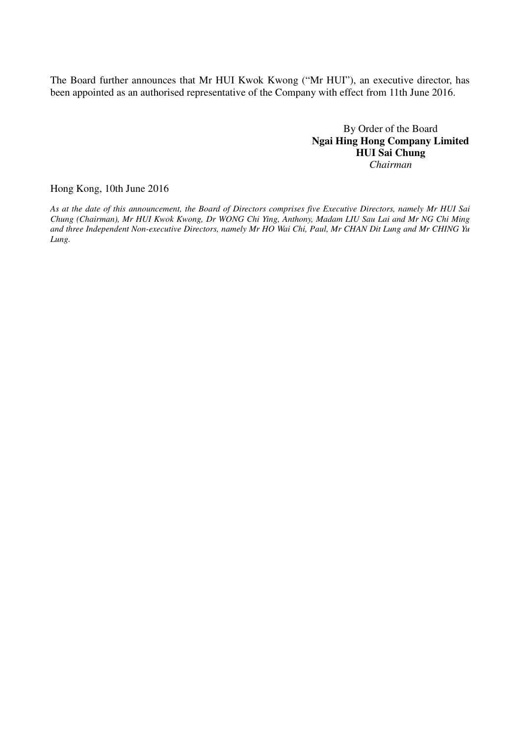The Board further announces that Mr HUI Kwok Kwong ("Mr HUI"), an executive director, has been appointed as an authorised representative of the Company with effect from 11th June 2016.

By Order of the Board
**Ngai Hing Hong Company Limited**
**HUI Sai Chung**
*Chairman*

Hong Kong, 10th June 2016

*As at the date of this announcement, the Board of Directors comprises five Executive Directors, namely Mr HUI Sai Chung (Chairman), Mr HUI Kwok Kwong, Dr WONG Chi Ying, Anthony, Madam LIU Sau Lai and Mr NG Chi Ming and three Independent Non-executive Directors, namely Mr HO Wai Chi, Paul, Mr CHAN Dit Lung and Mr CHING Yu Lung.*